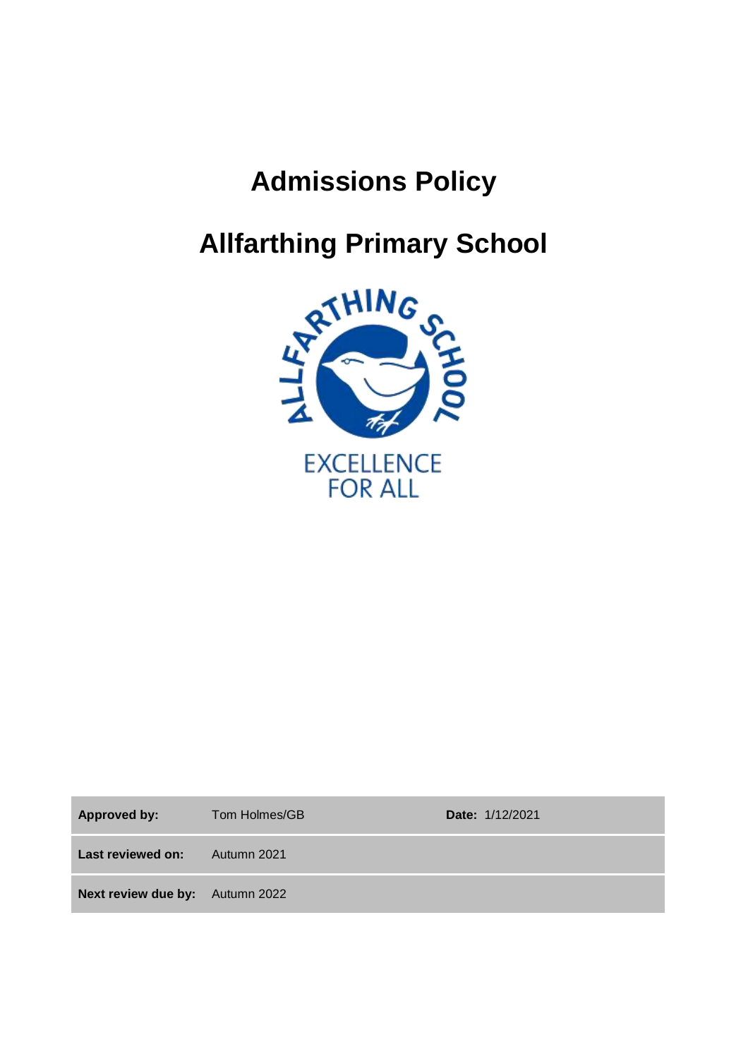# Admissions Policy

# Allfarthing Primary School

ALLFARTHING SCHOOL

EXCELLENCE FOR ALL

| | | |
|---|---|---|
| **Approved by:** | Tom Holmes/GB | **Date:** 1/12/2021 |
| **Last reviewed on:** | Autumn 2021 | |
| **Next review due by:** | Autumn 2022 | |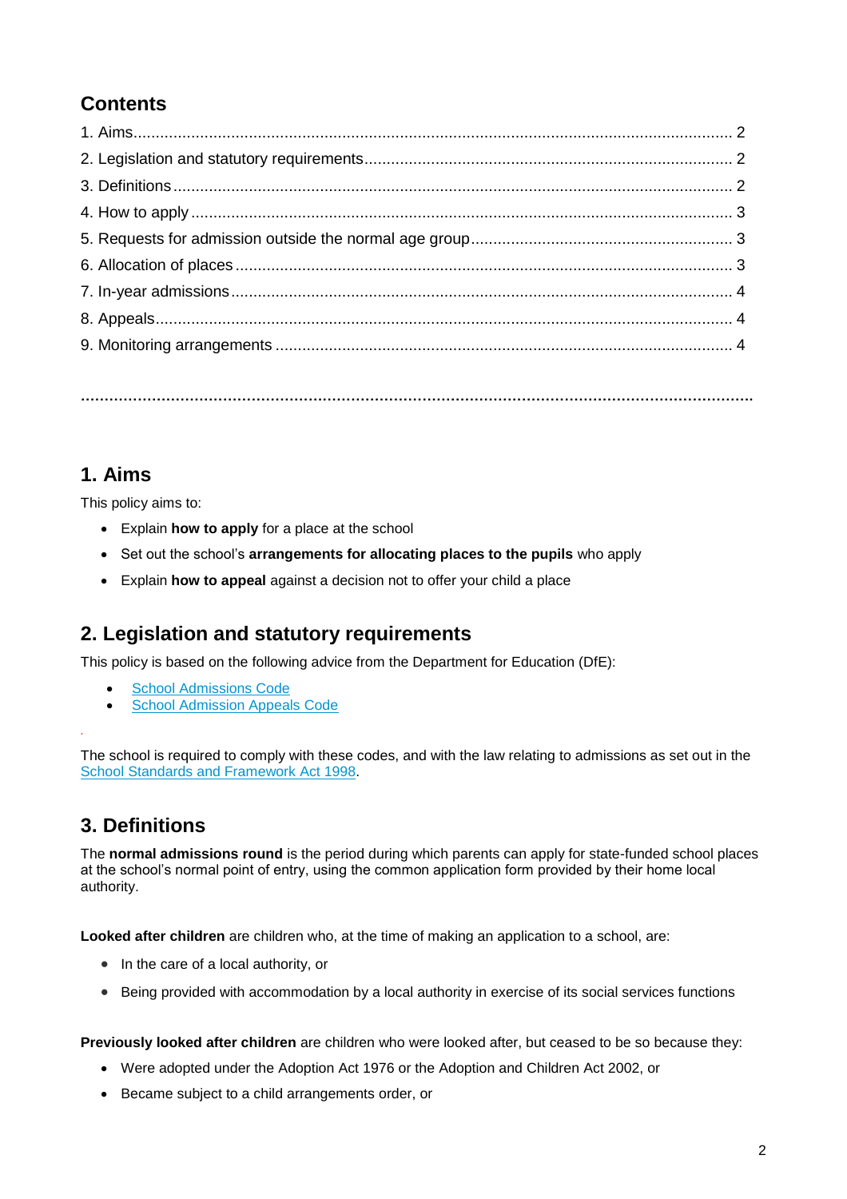## Contents

1. Aims.......................................................................................................................... 2
2. Legislation and statutory requirements.................................................................... 2
3. Definitions................................................................................................................ 2
4. How to apply............................................................................................................ 3
5. Requests for admission outside the normal age group............................................ 3
6. Allocation of places.................................................................................................. 3
7. In-year admissions................................................................................................... 4
8. Appeals..................................................................................................................... 4
9. Monitoring arrangements......................................................................................... 4

## 1. Aims

This policy aims to:

- Explain **how to apply** for a place at the school
- Set out the school's **arrangements for allocating places to the pupils** who apply
- Explain **how to appeal** against a decision not to offer your child a place

## 2. Legislation and statutory requirements

This policy is based on the following advice from the Department for Education (DfE):

- School Admissions Code
- School Admission Appeals Code

The school is required to comply with these codes, and with the law relating to admissions as set out in the School Standards and Framework Act 1998.

## 3. Definitions

The **normal admissions round** is the period during which parents can apply for state-funded school places at the school's normal point of entry, using the common application form provided by their home local authority.

**Looked after children** are children who, at the time of making an application to a school, are:

- In the care of a local authority, or
- Being provided with accommodation by a local authority in exercise of its social services functions

**Previously looked after children** are children who were looked after, but ceased to be so because they:

- Were adopted under the Adoption Act 1976 or the Adoption and Children Act 2002, or
- Became subject to a child arrangements order, or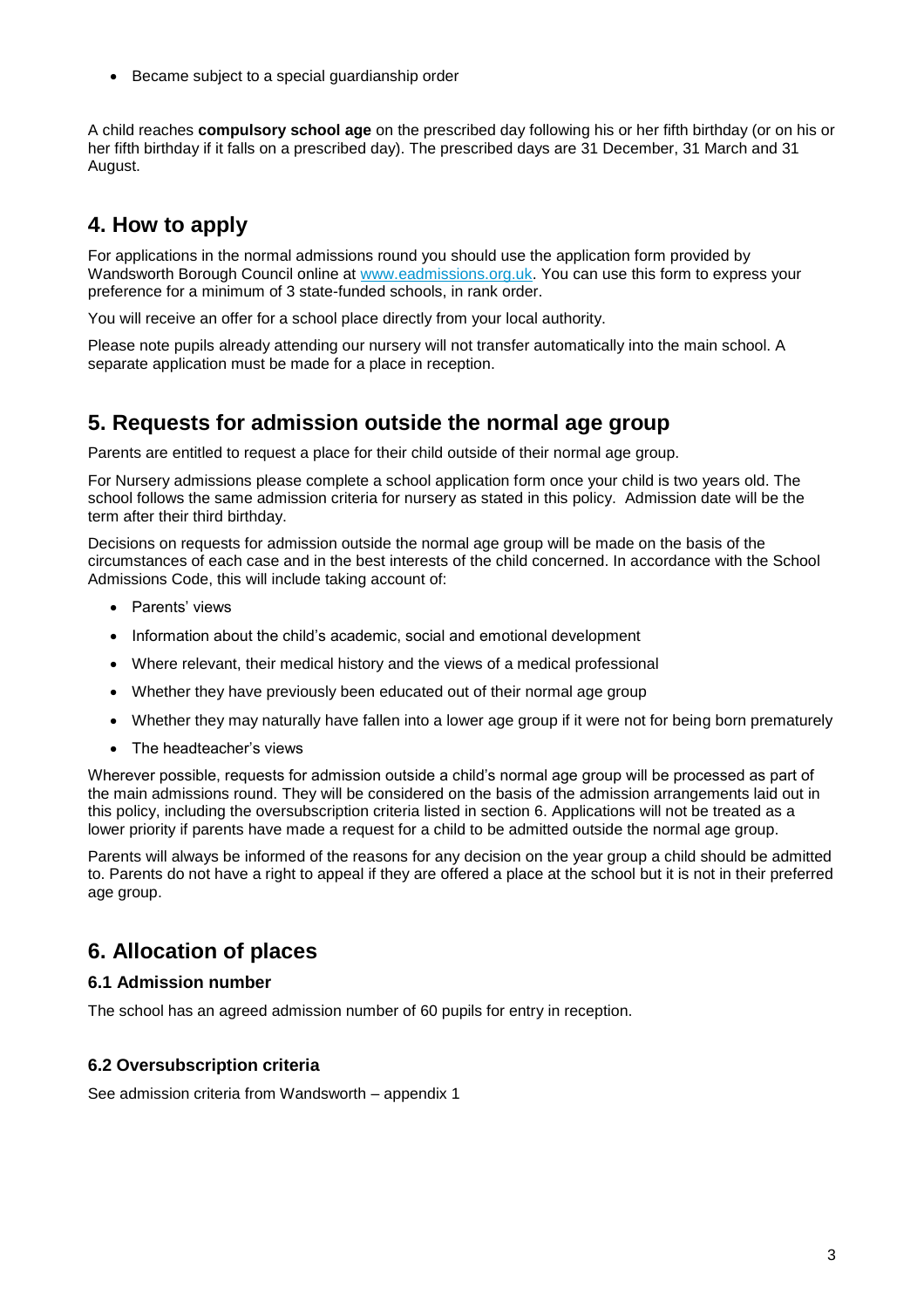- Became subject to a special guardianship order

A child reaches **compulsory school age** on the prescribed day following his or her fifth birthday (or on his or her fifth birthday if it falls on a prescribed day). The prescribed days are 31 December, 31 March and 31 August.

## 4. How to apply

For applications in the normal admissions round you should use the application form provided by Wandsworth Borough Council online at [www.eadmissions.org.uk](http://www.eadmissions.org.uk). You can use this form to express your preference for a minimum of 3 state-funded schools, in rank order.

You will receive an offer for a school place directly from your local authority.

Please note pupils already attending our nursery will not transfer automatically into the main school. A separate application must be made for a place in reception.

## 5. Requests for admission outside the normal age group

Parents are entitled to request a place for their child outside of their normal age group.

For Nursery admissions please complete a school application form once your child is two years old. The school follows the same admission criteria for nursery as stated in this policy. Admission date will be the term after their third birthday.

Decisions on requests for admission outside the normal age group will be made on the basis of the circumstances of each case and in the best interests of the child concerned. In accordance with the School Admissions Code, this will include taking account of:

- Parents' views
- Information about the child's academic, social and emotional development
- Where relevant, their medical history and the views of a medical professional
- Whether they have previously been educated out of their normal age group
- Whether they may naturally have fallen into a lower age group if it were not for being born prematurely
- The headteacher's views

Wherever possible, requests for admission outside a child's normal age group will be processed as part of the main admissions round. They will be considered on the basis of the admission arrangements laid out in this policy, including the oversubscription criteria listed in section 6. Applications will not be treated as a lower priority if parents have made a request for a child to be admitted outside the normal age group.

Parents will always be informed of the reasons for any decision on the year group a child should be admitted to. Parents do not have a right to appeal if they are offered a place at the school but it is not in their preferred age group.

## 6. Allocation of places

### 6.1 Admission number

The school has an agreed admission number of 60 pupils for entry in reception.

### 6.2 Oversubscription criteria

See admission criteria from Wandsworth – appendix 1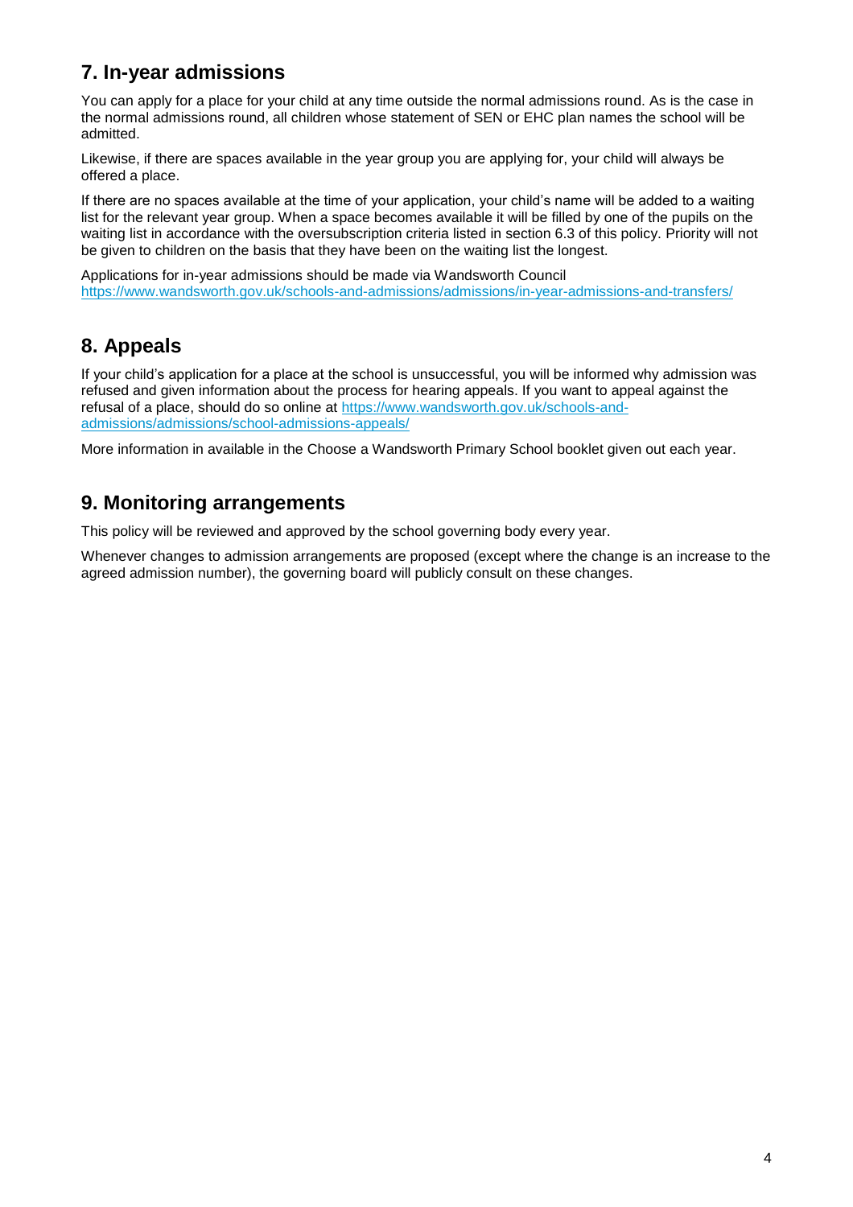## 7. In-year admissions

You can apply for a place for your child at any time outside the normal admissions round. As is the case in the normal admissions round, all children whose statement of SEN or EHC plan names the school will be admitted.

Likewise, if there are spaces available in the year group you are applying for, your child will always be offered a place.

If there are no spaces available at the time of your application, your child's name will be added to a waiting list for the relevant year group. When a space becomes available it will be filled by one of the pupils on the waiting list in accordance with the oversubscription criteria listed in section 6.3 of this policy. Priority will not be given to children on the basis that they have been on the waiting list the longest.

Applications for in-year admissions should be made via Wandsworth Council https://www.wandsworth.gov.uk/schools-and-admissions/admissions/in-year-admissions-and-transfers/

## 8. Appeals

If your child's application for a place at the school is unsuccessful, you will be informed why admission was refused and given information about the process for hearing appeals. If you want to appeal against the refusal of a place, should do so online at https://www.wandsworth.gov.uk/schools-and-admissions/admissions/school-admissions-appeals/

More information in available in the Choose a Wandsworth Primary School booklet given out each year.

## 9. Monitoring arrangements

This policy will be reviewed and approved by the school governing body every year.

Whenever changes to admission arrangements are proposed (except where the change is an increase to the agreed admission number), the governing board will publicly consult on these changes.